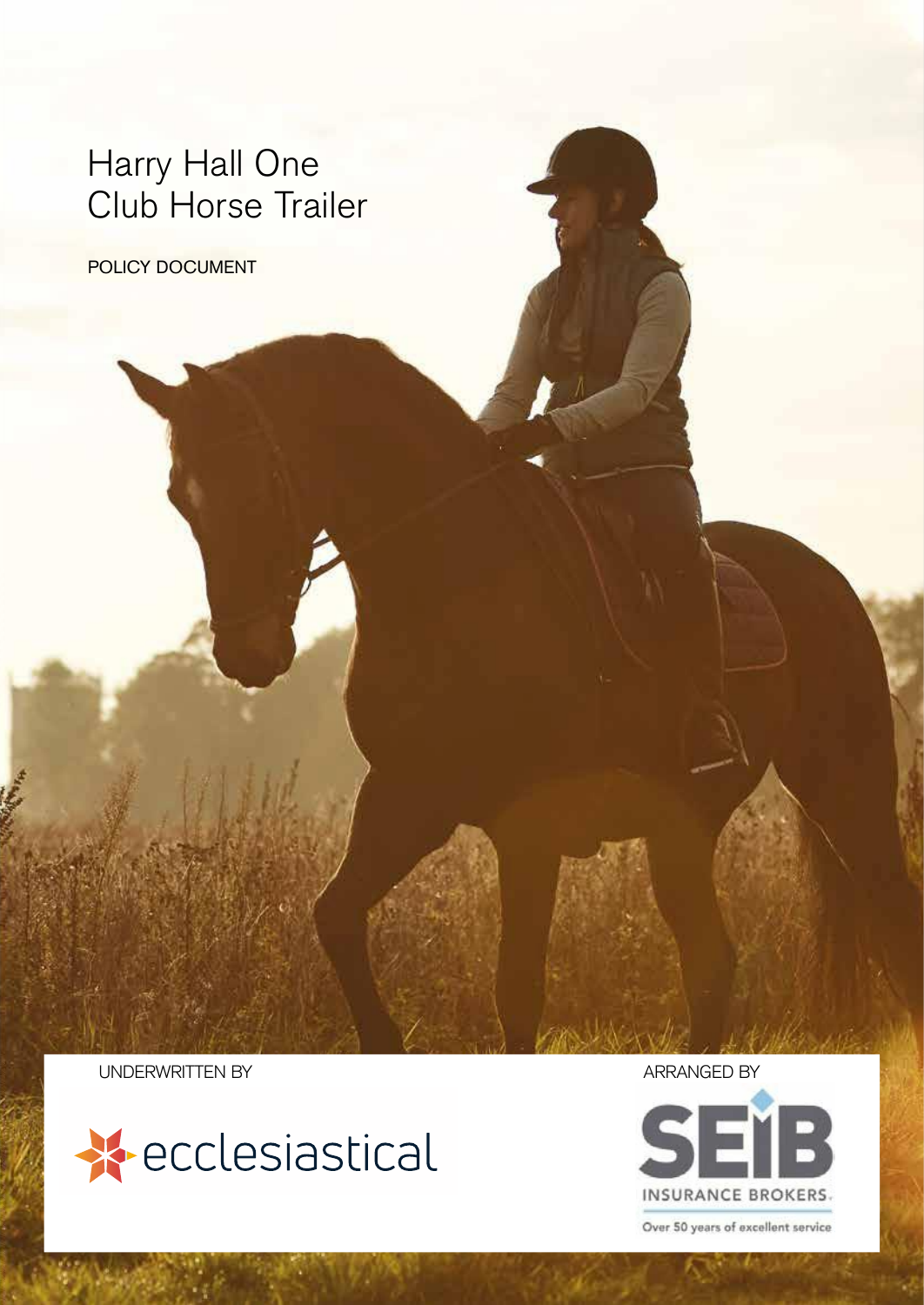# Harry Hall One Club Horse Trailer

POLICY DOCUMENT

UNDERWRITTEN BY

ecclesiastical

ARRANGED BY

SEIB

INSURANCE BROKERS.

Over 50 years of excellent service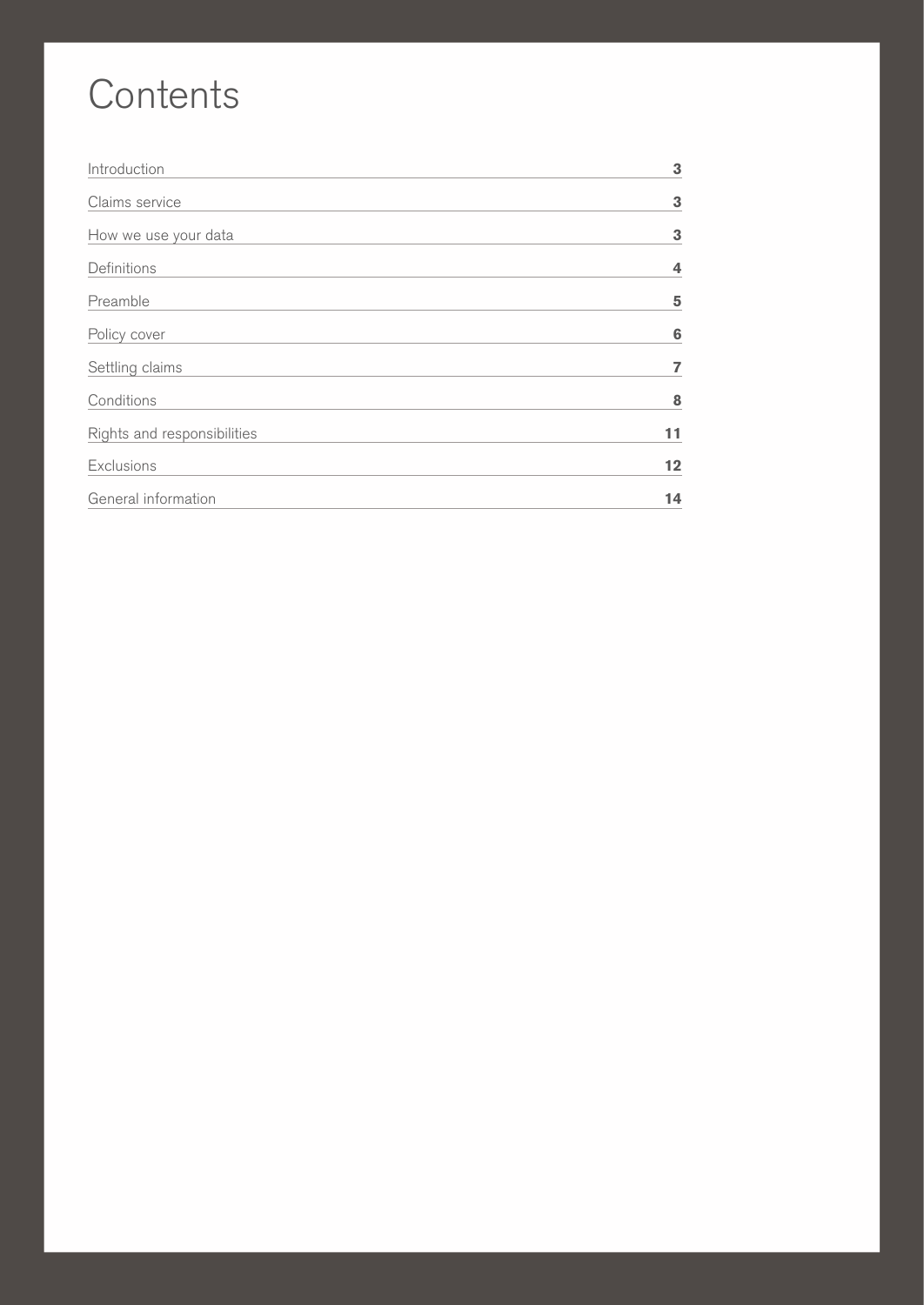# Contents

| | |
|---|---|
| Introduction | **3** |
| Claims service | **3** |
| How we use your data | **3** |
| Definitions | **4** |
| Preamble | **5** |
| Policy cover | **6** |
| Settling claims | **7** |
| Conditions | **8** |
| Rights and responsibilities | **11** |
| Exclusions | **12** |
| General information | **14** |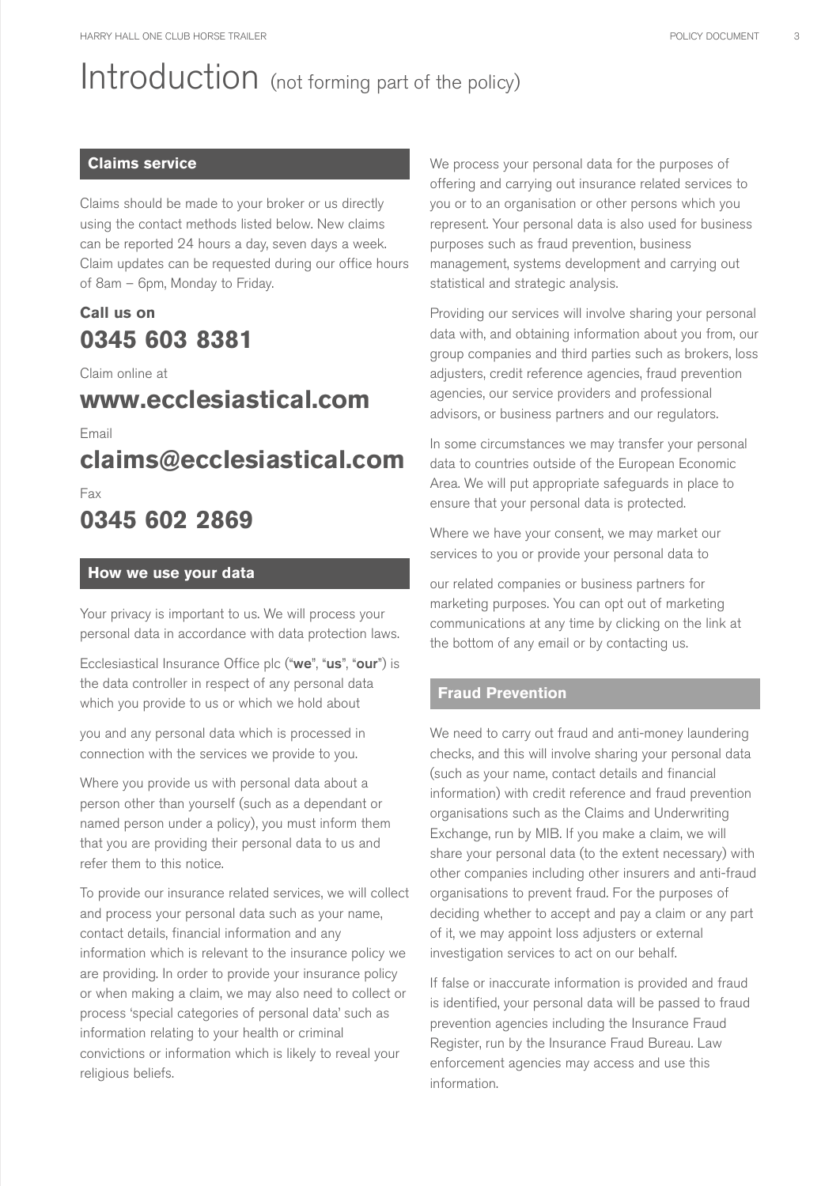# Introduction (not forming part of the policy)

## Claims service

Claims should be made to your broker or us directly using the contact methods listed below. New claims can be reported 24 hours a day, seven days a week. Claim updates can be requested during our office hours of 8am – 6pm, Monday to Friday.

**Call us on**

**0345 603 8381**

Claim online at

**www.ecclesiastical.com**

Email

**claims@ecclesiastical.com**

Fax

**0345 602 2869**

## How we use your data

Your privacy is important to us. We will process your personal data in accordance with data protection laws.

Ecclesiastical Insurance Office plc ("**we**", "**us**", "**our**") is the data controller in respect of any personal data which you provide to us or which we hold about you and any personal data which is processed in connection with the services we provide to you.

Where you provide us with personal data about a person other than yourself (such as a dependant or named person under a policy), you must inform them that you are providing their personal data to us and refer them to this notice.

To provide our insurance related services, we will collect and process your personal data such as your name, contact details, financial information and any information which is relevant to the insurance policy we are providing. In order to provide your insurance policy or when making a claim, we may also need to collect or process 'special categories of personal data' such as information relating to your health or criminal convictions or information which is likely to reveal your religious beliefs.

We process your personal data for the purposes of offering and carrying out insurance related services to you or to an organisation or other persons which you represent. Your personal data is also used for business purposes such as fraud prevention, business management, systems development and carrying out statistical and strategic analysis.

Providing our services will involve sharing your personal data with, and obtaining information about you from, our group companies and third parties such as brokers, loss adjusters, credit reference agencies, fraud prevention agencies, our service providers and professional advisors, or business partners and our regulators.

In some circumstances we may transfer your personal data to countries outside of the European Economic Area. We will put appropriate safeguards in place to ensure that your personal data is protected.

Where we have your consent, we may market our services to you or provide your personal data to our related companies or business partners for marketing purposes. You can opt out of marketing communications at any time by clicking on the link at the bottom of any email or by contacting us.

## Fraud Prevention

We need to carry out fraud and anti-money laundering checks, and this will involve sharing your personal data (such as your name, contact details and financial information) with credit reference and fraud prevention organisations such as the Claims and Underwriting Exchange, run by MIB. If you make a claim, we will share your personal data (to the extent necessary) with other companies including other insurers and anti-fraud organisations to prevent fraud. For the purposes of deciding whether to accept and pay a claim or any part of it, we may appoint loss adjusters or external investigation services to act on our behalf.

If false or inaccurate information is provided and fraud is identified, your personal data will be passed to fraud prevention agencies including the Insurance Fraud Register, run by the Insurance Fraud Bureau. Law enforcement agencies may access and use this information.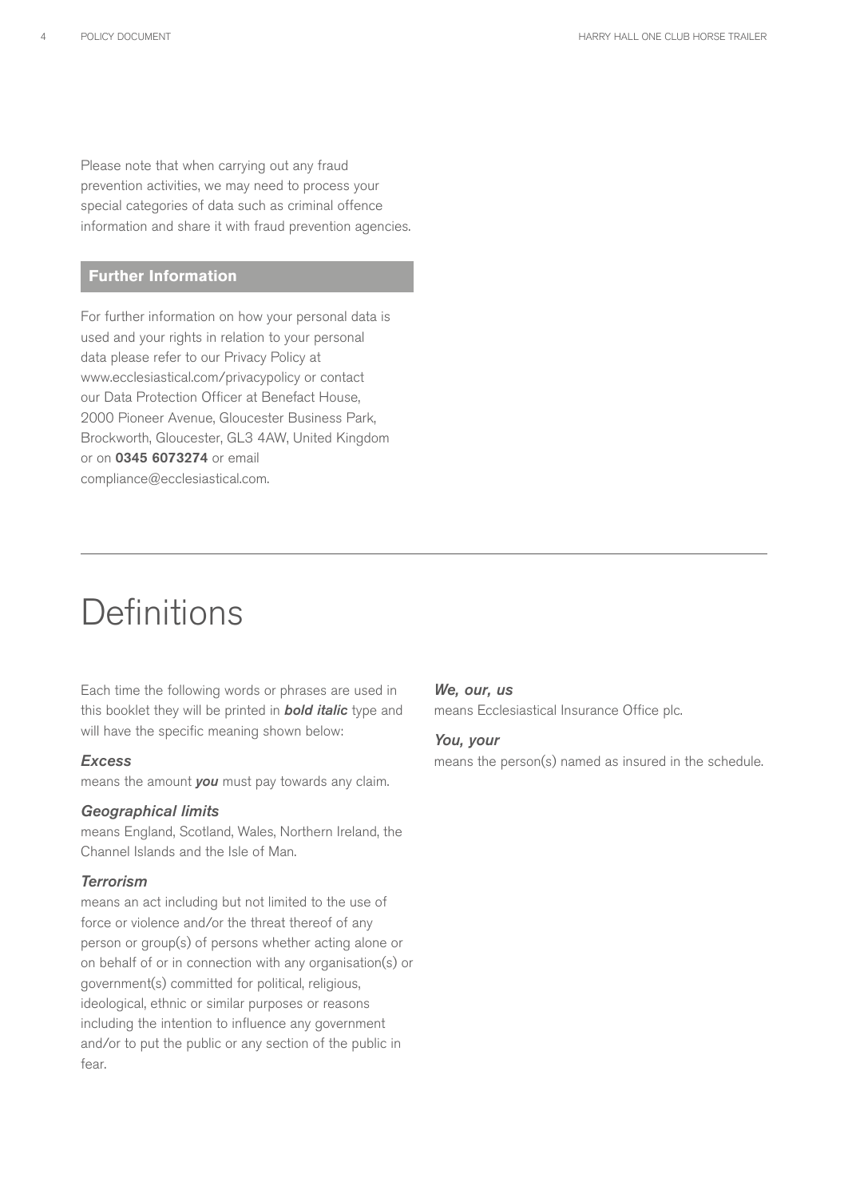Please note that when carrying out any fraud prevention activities, we may need to process your special categories of data such as criminal offence information and share it with fraud prevention agencies.

## Further Information

For further information on how your personal data is used and your rights in relation to your personal data please refer to our Privacy Policy at www.ecclesiastical.com/privacypolicy or contact our Data Protection Officer at Benefact House, 2000 Pioneer Avenue, Gloucester Business Park, Brockworth, Gloucester, GL3 4AW, United Kingdom or on **0345 6073274** or email compliance@ecclesiastical.com.

# Definitions

Each time the following words or phrases are used in this booklet they will be printed in ***bold italic*** type and will have the specific meaning shown below:

### *Excess*

means the amount ***you*** must pay towards any claim.

### *Geographical limits*

means England, Scotland, Wales, Northern Ireland, the Channel Islands and the Isle of Man.

### *Terrorism*

means an act including but not limited to the use of force or violence and/or the threat thereof of any person or group(s) of persons whether acting alone or on behalf of or in connection with any organisation(s) or government(s) committed for political, religious, ideological, ethnic or similar purposes or reasons including the intention to influence any government and/or to put the public or any section of the public in fear.

### *We, our, us*

means Ecclesiastical Insurance Office plc.

### *You, your*

means the person(s) named as insured in the schedule.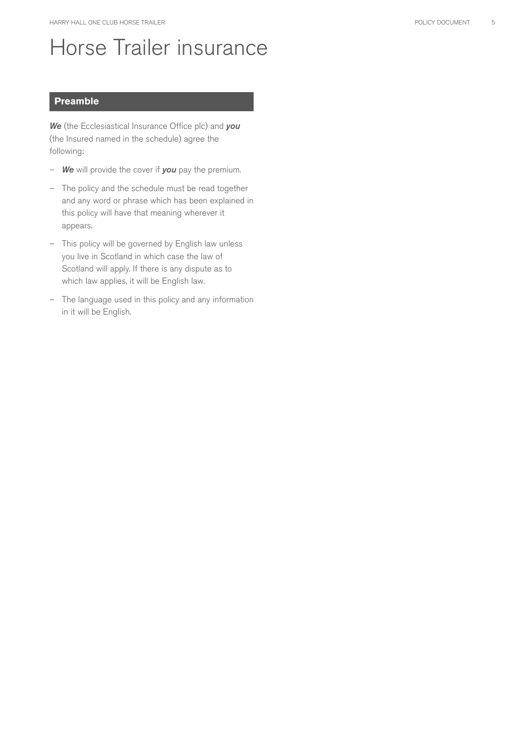# Horse Trailer insurance

## Preamble

***We*** (the Ecclesiastical Insurance Office plc) and ***you*** (the Insured named in the schedule) agree the following:

- ***We*** will provide the cover if ***you*** pay the premium.
- The policy and the schedule must be read together and any word or phrase which has been explained in this policy will have that meaning wherever it appears.
- This policy will be governed by English law unless you live in Scotland in which case the law of Scotland will apply. If there is any dispute as to which law applies, it will be English law.
- The language used in this policy and any information in it will be English.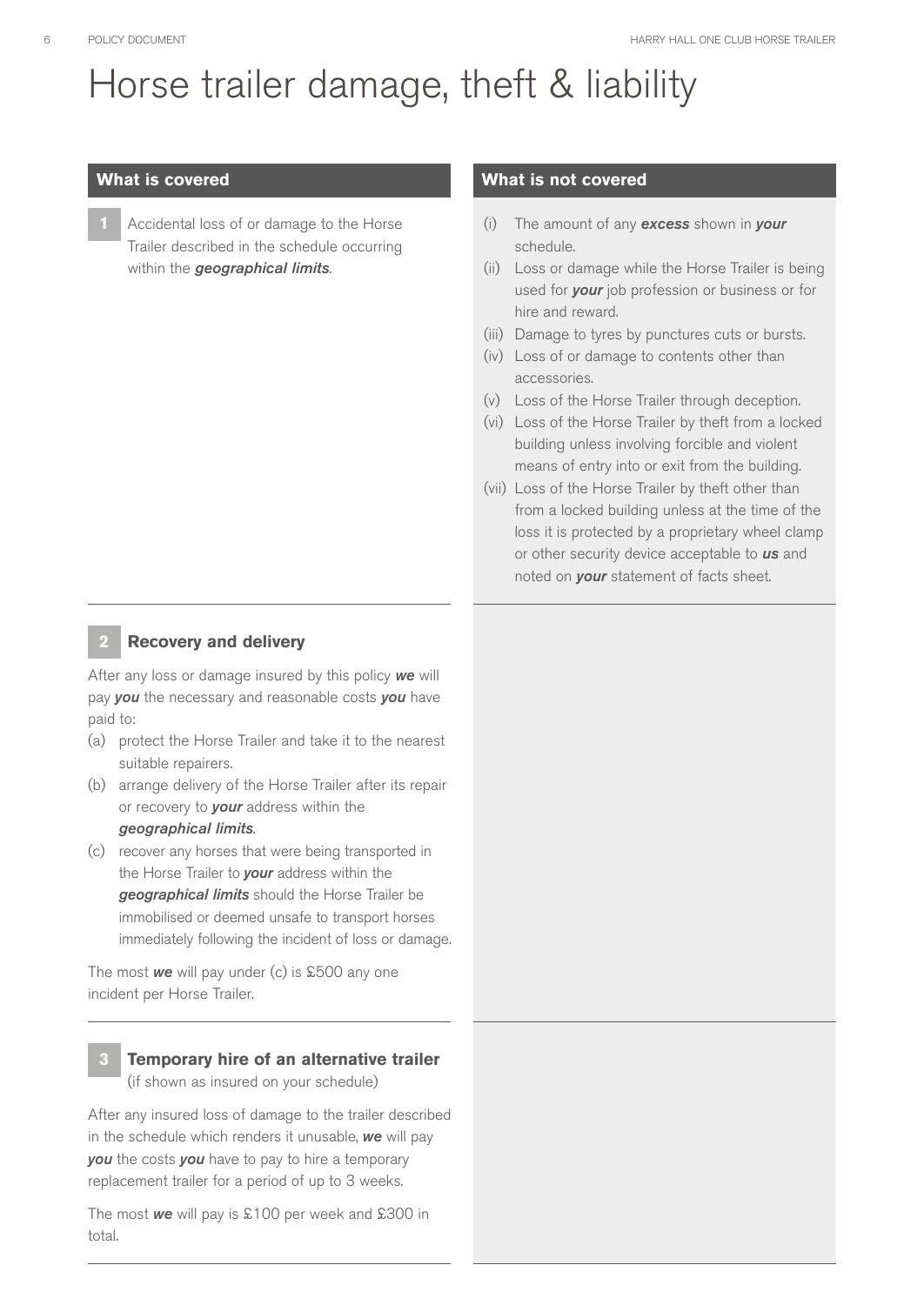# Horse trailer damage, theft & liability

## What is covered

**1** Accidental loss of or damage to the Horse Trailer described in the schedule occurring within the ***geographical limits***.

## What is not covered

(i) The amount of any ***excess*** shown in ***your*** schedule.

(ii) Loss or damage while the Horse Trailer is being used for ***your*** job profession or business or for hire and reward.

(iii) Damage to tyres by punctures cuts or bursts.

(iv) Loss of or damage to contents other than accessories.

(v) Loss of the Horse Trailer through deception.

(vi) Loss of the Horse Trailer by theft from a locked building unless involving forcible and violent means of entry into or exit from the building.

(vii) Loss of the Horse Trailer by theft other than from a locked building unless at the time of the loss it is protected by a proprietary wheel clamp or other security device acceptable to ***us*** and noted on ***your*** statement of facts sheet.

### 2 Recovery and delivery

After any loss or damage insured by this policy ***we*** will pay ***you*** the necessary and reasonable costs ***you*** have paid to:

(a) protect the Horse Trailer and take it to the nearest suitable repairers.

(b) arrange delivery of the Horse Trailer after its repair or recovery to ***your*** address within the ***geographical limits***.

(c) recover any horses that were being transported in the Horse Trailer to ***your*** address within the ***geographical limits*** should the Horse Trailer be immobilised or deemed unsafe to transport horses immediately following the incident of loss or damage.

The most ***we*** will pay under (c) is £500 any one incident per Horse Trailer.

### 3 Temporary hire of an alternative trailer

(if shown as insured on your schedule)

After any insured loss of damage to the trailer described in the schedule which renders it unusable, ***we*** will pay ***you*** the costs ***you*** have to pay to hire a temporary replacement trailer for a period of up to 3 weeks.

The most ***we*** will pay is £100 per week and £300 in total.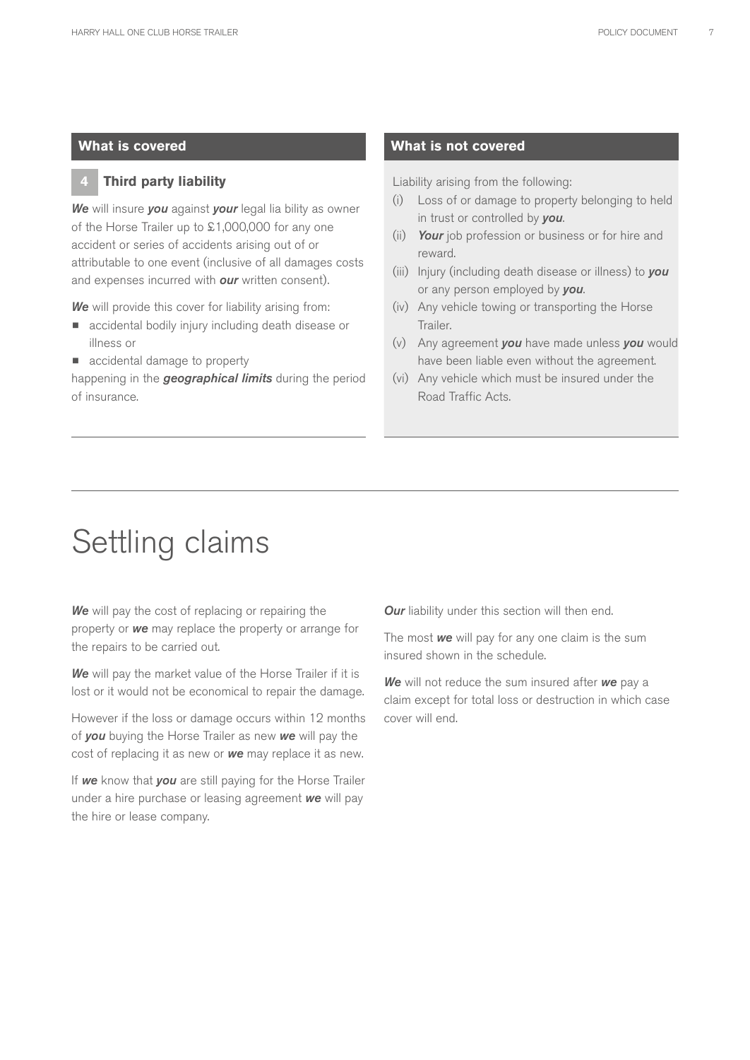### What is covered

#### 4 Third party liability

***We*** will insure ***you*** against ***your*** legal lia bility as owner of the Horse Trailer up to £1,000,000 for any one accident or series of accidents arising out of or attributable to one event (inclusive of all damages costs and expenses incurred with ***our*** written consent).

***We*** will provide this cover for liability arising from:

- accidental bodily injury including death disease or illness or
- accidental damage to property

happening in the ***geographical limits*** during the period of insurance.

### What is not covered

Liability arising from the following:

(i) Loss of or damage to property belonging to held in trust or controlled by ***you***.

(ii) ***Your*** job profession or business or for hire and reward.

(iii) Injury (including death disease or illness) to ***you*** or any person employed by ***you***.

(iv) Any vehicle towing or transporting the Horse Trailer.

(v) Any agreement ***you*** have made unless ***you*** would have been liable even without the agreement.

(vi) Any vehicle which must be insured under the Road Traffic Acts.

# Settling claims

***We*** will pay the cost of replacing or repairing the property or ***we*** may replace the property or arrange for the repairs to be carried out.

***We*** will pay the market value of the Horse Trailer if it is lost or it would not be economical to repair the damage.

However if the loss or damage occurs within 12 months of ***you*** buying the Horse Trailer as new ***we*** will pay the cost of replacing it as new or ***we*** may replace it as new.

If ***we*** know that ***you*** are still paying for the Horse Trailer under a hire purchase or leasing agreement ***we*** will pay the hire or lease company.

***Our*** liability under this section will then end.

The most ***we*** will pay for any one claim is the sum insured shown in the schedule.

***We*** will not reduce the sum insured after ***we*** pay a claim except for total loss or destruction in which case cover will end.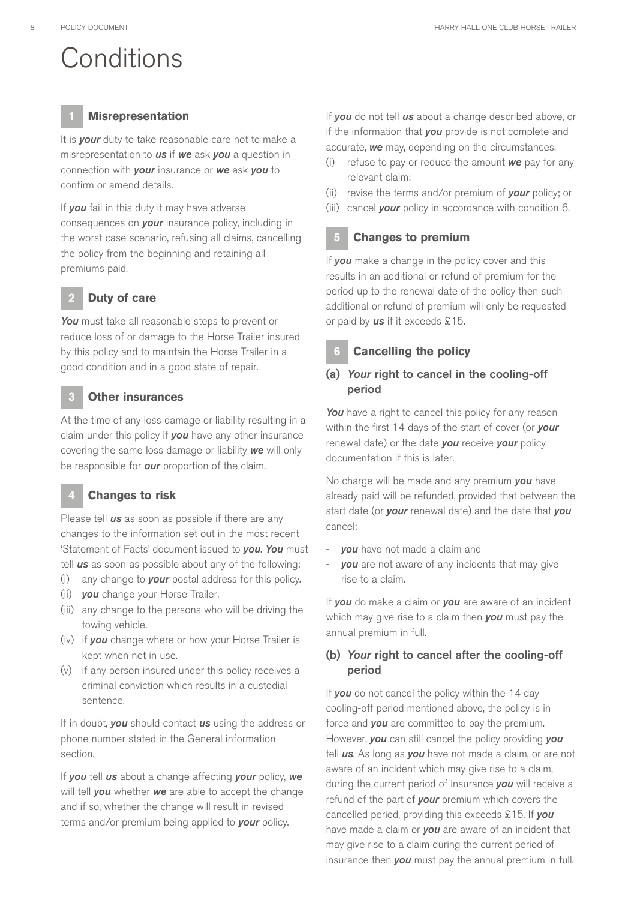# Conditions

## 1 Misrepresentation

It is ***your*** duty to take reasonable care not to make a misrepresentation to ***us*** if ***we*** ask ***you*** a question in connection with ***your*** insurance or ***we*** ask ***you*** to confirm or amend details.

If ***you*** fail in this duty it may have adverse consequences on ***your*** insurance policy, including in the worst case scenario, refusing all claims, cancelling the policy from the beginning and retaining all premiums paid.

## 2 Duty of care

***You*** must take all reasonable steps to prevent or reduce loss of or damage to the Horse Trailer insured by this policy and to maintain the Horse Trailer in a good condition and in a good state of repair.

## 3 Other insurances

At the time of any loss damage or liability resulting in a claim under this policy if ***you*** have any other insurance covering the same loss damage or liability ***we*** will only be responsible for ***our*** proportion of the claim.

## 4 Changes to risk

Please tell ***us*** as soon as possible if there are any changes to the information set out in the most recent 'Statement of Facts' document issued to ***you***. ***You*** must tell ***us*** as soon as possible about any of the following:

(i) any change to ***your*** postal address for this policy.
(ii) ***you*** change your Horse Trailer.
(iii) any change to the persons who will be driving the towing vehicle.
(iv) if ***you*** change where or how your Horse Trailer is kept when not in use.
(v) if any person insured under this policy receives a criminal conviction which results in a custodial sentence.

If in doubt, ***you*** should contact ***us*** using the address or phone number stated in the General information section.

If ***you*** tell ***us*** about a change affecting ***your*** policy, ***we*** will tell ***you*** whether ***we*** are able to accept the change and if so, whether the change will result in revised terms and/or premium being applied to ***your*** policy.

If ***you*** do not tell ***us*** about a change described above, or if the information that ***you*** provide is not complete and accurate, ***we*** may, depending on the circumstances,

(i) refuse to pay or reduce the amount ***we*** pay for any relevant claim;
(ii) revise the terms and/or premium of ***your*** policy; or
(iii) cancel ***your*** policy in accordance with condition 6.

## 5 Changes to premium

If ***you*** make a change in the policy cover and this results in an additional or refund of premium for the period up to the renewal date of the policy then such additional or refund of premium will only be requested or paid by ***us*** if it exceeds £15.

## 6 Cancelling the policy

### (a) *Your* right to cancel in the cooling-off period

***You*** have a right to cancel this policy for any reason within the first 14 days of the start of cover (or ***your*** renewal date) or the date ***you*** receive ***your*** policy documentation if this is later.

No charge will be made and any premium ***you*** have already paid will be refunded, provided that between the start date (or ***your*** renewal date) and the date that ***you*** cancel:

- ***you*** have not made a claim and
- ***you*** are not aware of any incidents that may give rise to a claim.

If ***you*** do make a claim or ***you*** are aware of an incident which may give rise to a claim then ***you*** must pay the annual premium in full.

### (b) *Your* right to cancel after the cooling-off period

If ***you*** do not cancel the policy within the 14 day cooling-off period mentioned above, the policy is in force and ***you*** are committed to pay the premium. However, ***you*** can still cancel the policy providing ***you*** tell ***us***. As long as ***you*** have not made a claim, or are not aware of an incident which may give rise to a claim, during the current period of insurance ***you*** will receive a refund of the part of ***your*** premium which covers the cancelled period, providing this exceeds £15. If ***you*** have made a claim or ***you*** are aware of an incident that may give rise to a claim during the current period of insurance then ***you*** must pay the annual premium in full.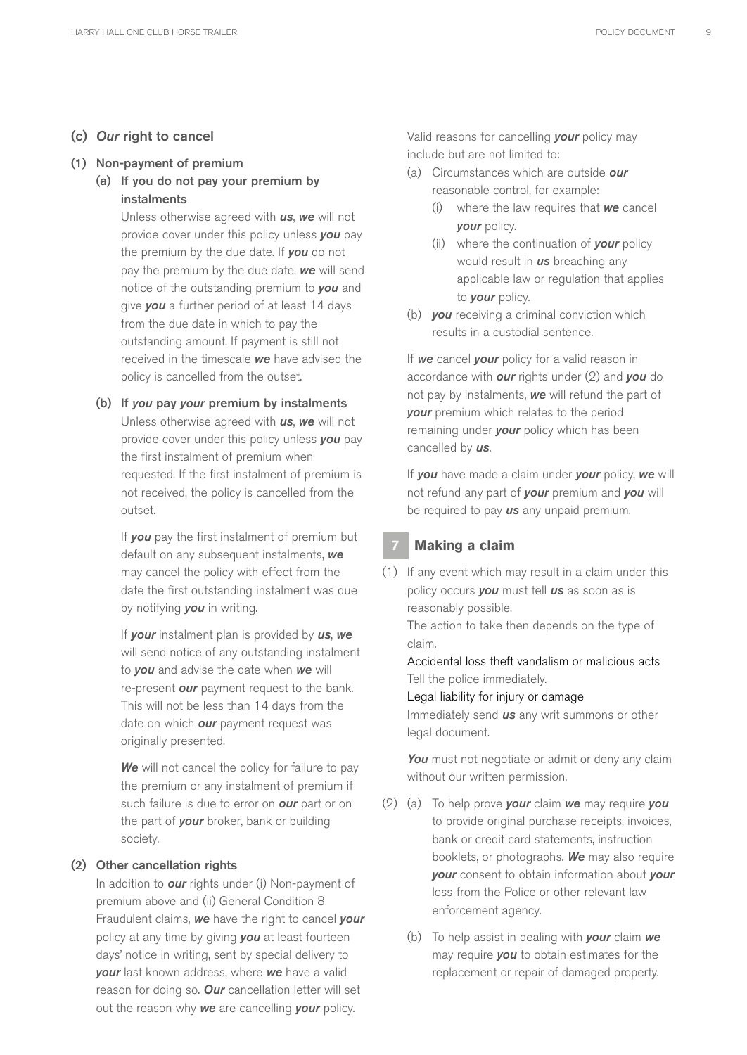### (c) *Our* right to cancel

#### (1) Non-payment of premium

**(a) If you do not pay your premium by instalments**

Unless otherwise agreed with ***us***, ***we*** will not provide cover under this policy unless ***you*** pay the premium by the due date. If ***you*** do not pay the premium by the due date, ***we*** will send notice of the outstanding premium to ***you*** and give ***you*** a further period of at least 14 days from the due date in which to pay the outstanding amount. If payment is still not received in the timescale ***we*** have advised the policy is cancelled from the outset.

**(b) If *you* pay *your* premium by instalments**

Unless otherwise agreed with ***us***, ***we*** will not provide cover under this policy unless ***you*** pay the first instalment of premium when requested. If the first instalment of premium is not received, the policy is cancelled from the outset.

If ***you*** pay the first instalment of premium but default on any subsequent instalments, ***we*** may cancel the policy with effect from the date the first outstanding instalment was due by notifying ***you*** in writing.

If ***your*** instalment plan is provided by ***us***, ***we*** will send notice of any outstanding instalment to ***you*** and advise the date when ***we*** will re-present ***our*** payment request to the bank. This will not be less than 14 days from the date on which ***our*** payment request was originally presented.

***We*** will not cancel the policy for failure to pay the premium or any instalment of premium if such failure is due to error on ***our*** part or on the part of ***your*** broker, bank or building society.

#### (2) Other cancellation rights

In addition to ***our*** rights under (i) Non-payment of premium above and (ii) General Condition 8 Fraudulent claims, ***we*** have the right to cancel ***your*** policy at any time by giving ***you*** at least fourteen days' notice in writing, sent by special delivery to ***your*** last known address, where ***we*** have a valid reason for doing so. ***Our*** cancellation letter will set out the reason why ***we*** are cancelling ***your*** policy.

Valid reasons for cancelling ***your*** policy may include but are not limited to:

(a) Circumstances which are outside ***our*** reasonable control, for example:
   - (i) where the law requires that ***we*** cancel ***your*** policy.
   - (ii) where the continuation of ***your*** policy would result in ***us*** breaching any applicable law or regulation that applies to ***your*** policy.

(b) ***you*** receiving a criminal conviction which results in a custodial sentence.

If ***we*** cancel ***your*** policy for a valid reason in accordance with ***our*** rights under (2) and ***you*** do not pay by instalments, ***we*** will refund the part of ***your*** premium which relates to the period remaining under ***your*** policy which has been cancelled by ***us***.

If ***you*** have made a claim under ***your*** policy, ***we*** will not refund any part of ***your*** premium and ***you*** will be required to pay ***us*** any unpaid premium.

## 7 Making a claim

(1) If any event which may result in a claim under this policy occurs ***you*** must tell ***us*** as soon as is reasonably possible.
The action to take then depends on the type of claim.

Accidental loss theft vandalism or malicious acts
Tell the police immediately.

Legal liability for injury or damage
Immediately send ***us*** any writ summons or other legal document.

***You*** must not negotiate or admit or deny any claim without our written permission.

(2) (a) To help prove ***your*** claim ***we*** may require ***you*** to provide original purchase receipts, invoices, bank or credit card statements, instruction booklets, or photographs. ***We*** may also require ***your*** consent to obtain information about ***your*** loss from the Police or other relevant law enforcement agency.

(b) To help assist in dealing with ***your*** claim ***we*** may require ***you*** to obtain estimates for the replacement or repair of damaged property.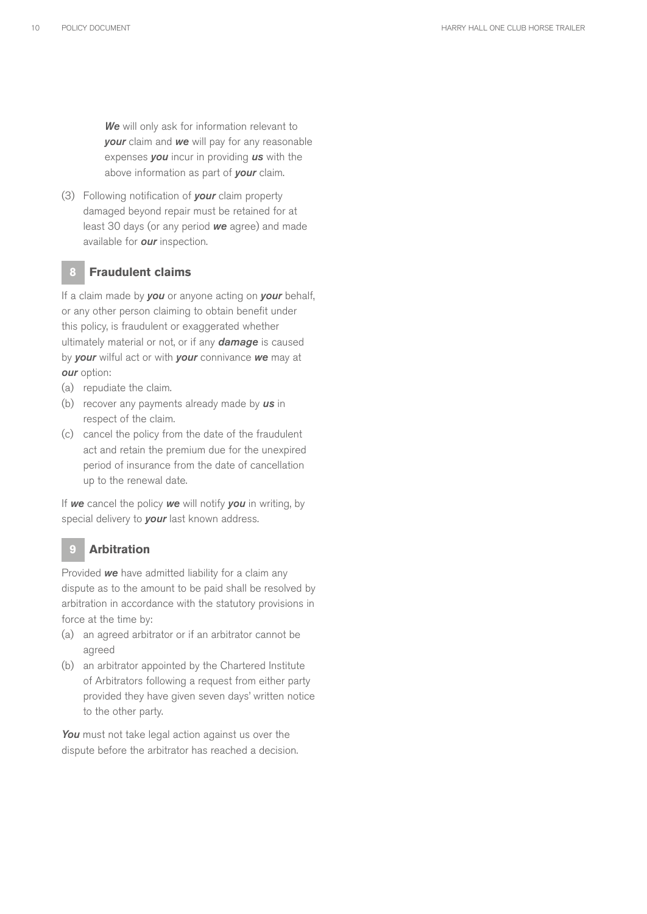***We*** will only ask for information relevant to ***your*** claim and ***we*** will pay for any reasonable expenses ***you*** incur in providing ***us*** with the above information as part of ***your*** claim.

(3) Following notification of ***your*** claim property damaged beyond repair must be retained for at least 30 days (or any period ***we*** agree) and made available for ***our*** inspection.

## 8 Fraudulent claims

If a claim made by ***you*** or anyone acting on ***your*** behalf, or any other person claiming to obtain benefit under this policy, is fraudulent or exaggerated whether ultimately material or not, or if any ***damage*** is caused by ***your*** wilful act or with ***your*** connivance ***we*** may at ***our*** option:

(a) repudiate the claim.

(b) recover any payments already made by ***us*** in respect of the claim.

(c) cancel the policy from the date of the fraudulent act and retain the premium due for the unexpired period of insurance from the date of cancellation up to the renewal date.

If ***we*** cancel the policy ***we*** will notify ***you*** in writing, by special delivery to ***your*** last known address.

## 9 Arbitration

Provided ***we*** have admitted liability for a claim any dispute as to the amount to be paid shall be resolved by arbitration in accordance with the statutory provisions in force at the time by:

(a) an agreed arbitrator or if an arbitrator cannot be agreed

(b) an arbitrator appointed by the Chartered Institute of Arbitrators following a request from either party provided they have given seven days' written notice to the other party.

***You*** must not take legal action against us over the dispute before the arbitrator has reached a decision.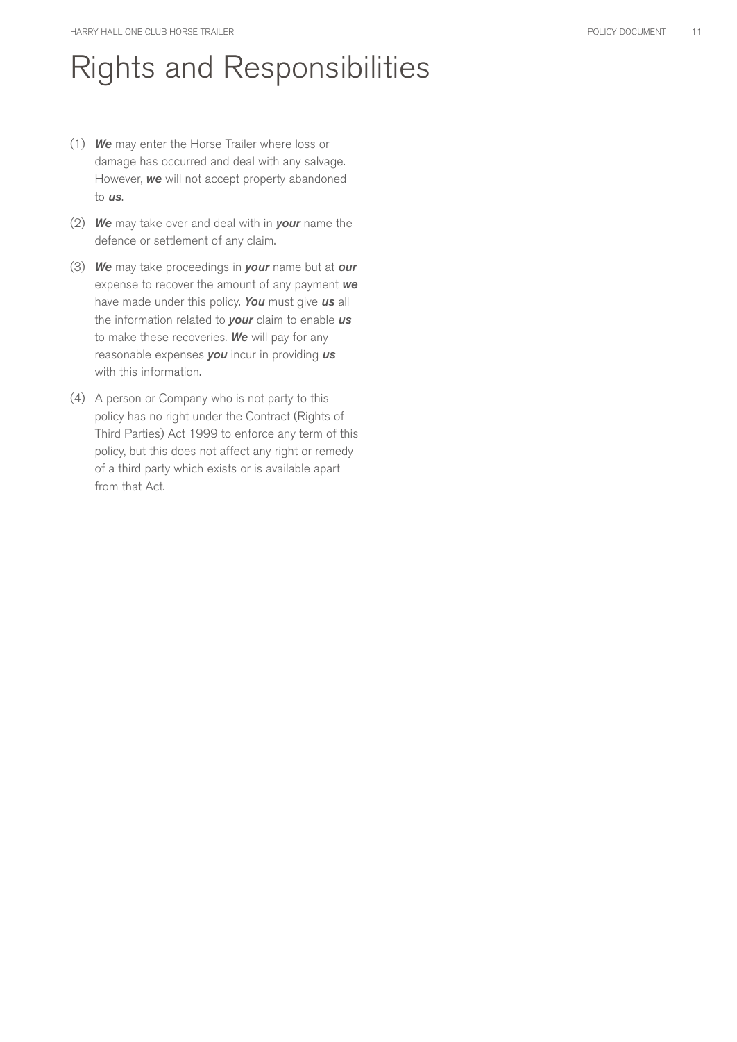# Rights and Responsibilities

(1) ***We*** may enter the Horse Trailer where loss or damage has occurred and deal with any salvage. However, ***we*** will not accept property abandoned to ***us***.

(2) ***We*** may take over and deal with in ***your*** name the defence or settlement of any claim.

(3) ***We*** may take proceedings in ***your*** name but at ***our*** expense to recover the amount of any payment ***we*** have made under this policy. ***You*** must give ***us*** all the information related to ***your*** claim to enable ***us*** to make these recoveries. ***We*** will pay for any reasonable expenses ***you*** incur in providing ***us*** with this information.

(4) A person or Company who is not party to this policy has no right under the Contract (Rights of Third Parties) Act 1999 to enforce any term of this policy, but this does not affect any right or remedy of a third party which exists or is available apart from that Act.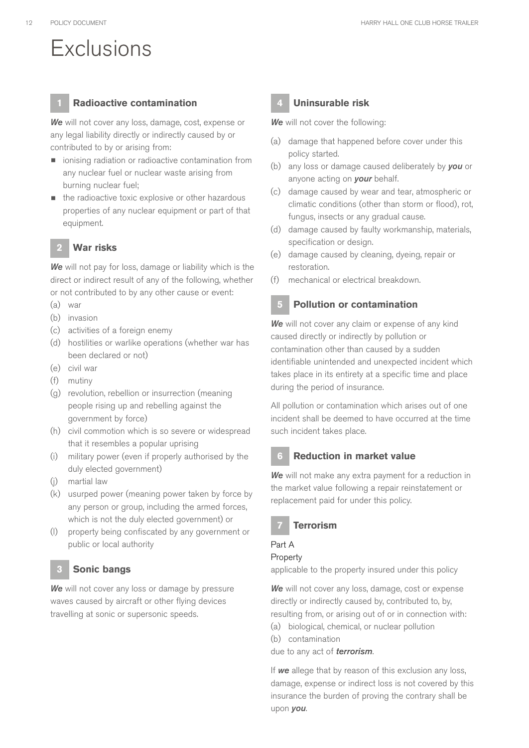# Exclusions

## 1 Radioactive contamination

***We*** will not cover any loss, damage, cost, expense or any legal liability directly or indirectly caused by or contributed to by or arising from:

- ionising radiation or radioactive contamination from any nuclear fuel or nuclear waste arising from burning nuclear fuel;
- the radioactive toxic explosive or other hazardous properties of any nuclear equipment or part of that equipment.

## 2 War risks

***We*** will not pay for loss, damage or liability which is the direct or indirect result of any of the following, whether or not contributed to by any other cause or event:

(a) war
(b) invasion
(c) activities of a foreign enemy
(d) hostilities or warlike operations (whether war has been declared or not)
(e) civil war
(f) mutiny
(g) revolution, rebellion or insurrection (meaning people rising up and rebelling against the government by force)
(h) civil commotion which is so severe or widespread that it resembles a popular uprising
(i) military power (even if properly authorised by the duly elected government)
(j) martial law
(k) usurped power (meaning power taken by force by any person or group, including the armed forces, which is not the duly elected government) or
(l) property being confiscated by any government or public or local authority

## 3 Sonic bangs

***We*** will not cover any loss or damage by pressure waves caused by aircraft or other flying devices travelling at sonic or supersonic speeds.

## 4 Uninsurable risk

***We*** will not cover the following:

(a) damage that happened before cover under this policy started.
(b) any loss or damage caused deliberately by ***you*** or anyone acting on ***your*** behalf.
(c) damage caused by wear and tear, atmospheric or climatic conditions (other than storm or flood), rot, fungus, insects or any gradual cause.
(d) damage caused by faulty workmanship, materials, specification or design.
(e) damage caused by cleaning, dyeing, repair or restoration.
(f) mechanical or electrical breakdown.

## 5 Pollution or contamination

***We*** will not cover any claim or expense of any kind caused directly or indirectly by pollution or contamination other than caused by a sudden identifiable unintended and unexpected incident which takes place in its entirety at a specific time and place during the period of insurance.

All pollution or contamination which arises out of one incident shall be deemed to have occurred at the time such incident takes place.

## 6 Reduction in market value

***We*** will not make any extra payment for a reduction in the market value following a repair reinstatement or replacement paid for under this policy.

## 7 Terrorism

Part A

Property

applicable to the property insured under this policy

***We*** will not cover any loss, damage, cost or expense directly or indirectly caused by, contributed to, by, resulting from, or arising out of or in connection with:

(a) biological, chemical, or nuclear pollution
(b) contamination

due to any act of ***terrorism***.

If ***we*** allege that by reason of this exclusion any loss, damage, expense or indirect loss is not covered by this insurance the burden of proving the contrary shall be upon ***you***.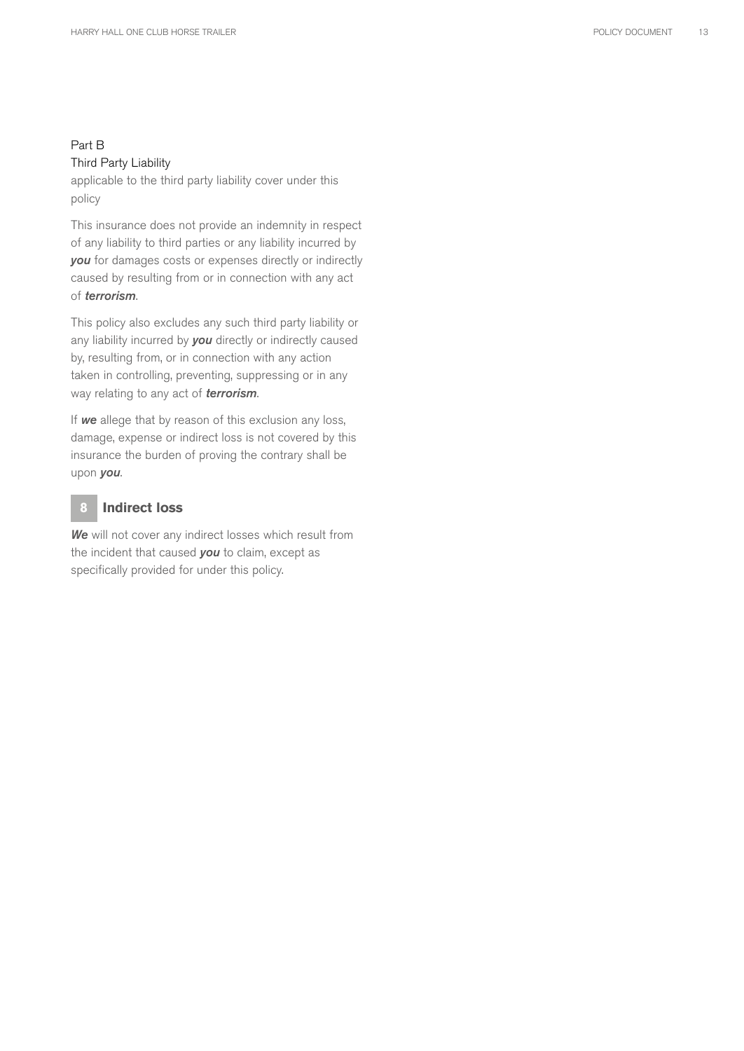Part B
Third Party Liability
applicable to the third party liability cover under this policy

This insurance does not provide an indemnity in respect of any liability to third parties or any liability incurred by ***you*** for damages costs or expenses directly or indirectly caused by resulting from or in connection with any act of ***terrorism***.

This policy also excludes any such third party liability or any liability incurred by ***you*** directly or indirectly caused by, resulting from, or in connection with any action taken in controlling, preventing, suppressing or in any way relating to any act of ***terrorism***.

If ***we*** allege that by reason of this exclusion any loss, damage, expense or indirect loss is not covered by this insurance the burden of proving the contrary shall be upon ***you***.

## 8 Indirect loss

***We*** will not cover any indirect losses which result from the incident that caused ***you*** to claim, except as specifically provided for under this policy.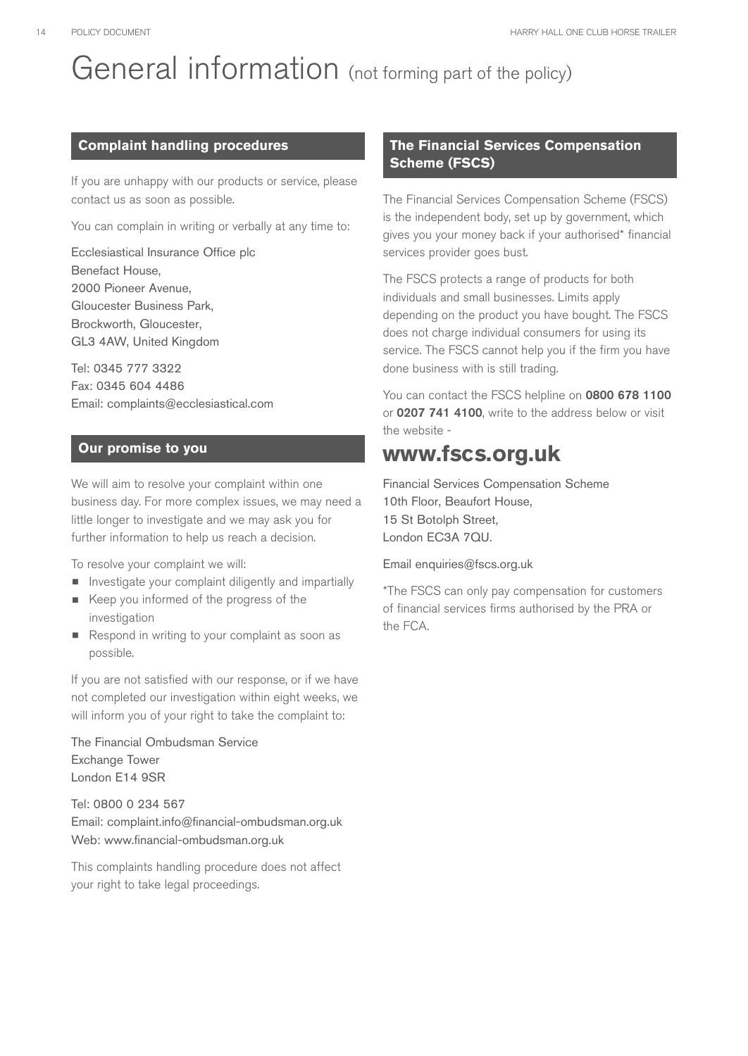# General information (not forming part of the policy)

## Complaint handling procedures

If you are unhappy with our products or service, please contact us as soon as possible.

You can complain in writing or verbally at any time to:

Ecclesiastical Insurance Office plc
Benefact House,
2000 Pioneer Avenue,
Gloucester Business Park,
Brockworth, Gloucester,
GL3 4AW, United Kingdom

Tel: 0345 777 3322
Fax: 0345 604 4486
Email: complaints@ecclesiastical.com

## Our promise to you

We will aim to resolve your complaint within one business day. For more complex issues, we may need a little longer to investigate and we may ask you for further information to help us reach a decision.

To resolve your complaint we will:

- Investigate your complaint diligently and impartially
- Keep you informed of the progress of the investigation
- Respond in writing to your complaint as soon as possible.

If you are not satisfied with our response, or if we have not completed our investigation within eight weeks, we will inform you of your right to take the complaint to:

The Financial Ombudsman Service
Exchange Tower
London E14 9SR

Tel: 0800 0 234 567
Email: complaint.info@financial-ombudsman.org.uk
Web: www.financial-ombudsman.org.uk

This complaints handling procedure does not affect your right to take legal proceedings.

## The Financial Services Compensation Scheme (FSCS)

The Financial Services Compensation Scheme (FSCS) is the independent body, set up by government, which gives you your money back if your authorised* financial services provider goes bust.

The FSCS protects a range of products for both individuals and small businesses. Limits apply depending on the product you have bought. The FSCS does not charge individual consumers for using its service. The FSCS cannot help you if the firm you have done business with is still trading.

You can contact the FSCS helpline on **0800 678 1100** or **0207 741 4100**, write to the address below or visit the website -

**www.fscs.org.uk**

Financial Services Compensation Scheme
10th Floor, Beaufort House,
15 St Botolph Street,
London EC3A 7QU.

Email enquiries@fscs.org.uk

*The FSCS can only pay compensation for customers of financial services firms authorised by the PRA or the FCA.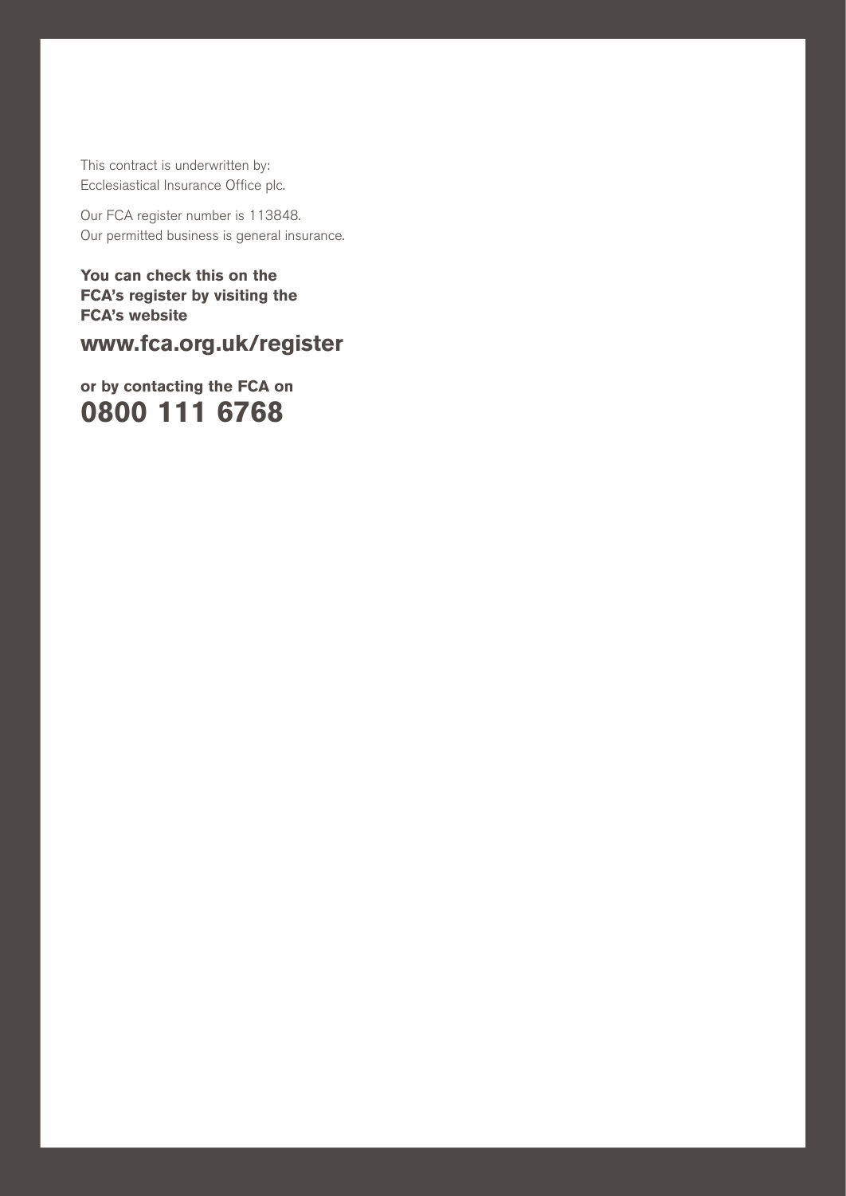This contract is underwritten by:
Ecclesiastical Insurance Office plc.

Our FCA register number is 113848.
Our permitted business is general insurance.

**You can check this on the FCA's register by visiting the FCA's website**

**www.fca.org.uk/register**

**or by contacting the FCA on**

**0800 111 6768**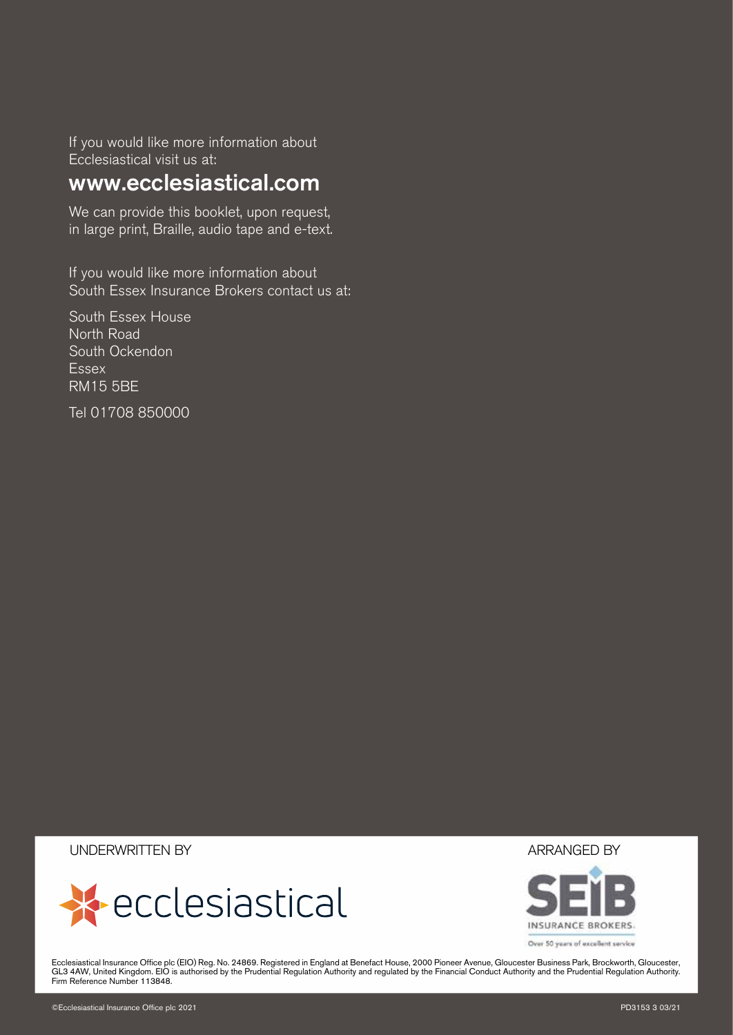If you would like more information about Ecclesiastical visit us at:

## www.ecclesiastical.com

We can provide this booklet, upon request, in large print, Braille, audio tape and e-text.

If you would like more information about South Essex Insurance Brokers contact us at:

South Essex House
North Road
South Ockendon
Essex
RM15 5BE

Tel 01708 850000

UNDERWRITTEN BY

ecclesiastical

ARRANGED BY

SEIB
INSURANCE BROKERS
Over 50 years of excellent service

Ecclesiastical Insurance Office plc (EIO) Reg. No. 24869. Registered in England at Benefact House, 2000 Pioneer Avenue, Gloucester Business Park, Brockworth, Gloucester, GL3 4AW, United Kingdom. EIO is authorised by the Prudential Regulation Authority and regulated by the Financial Conduct Authority and the Prudential Regulation Authority. Firm Reference Number 113848.

©Ecclesiastical Insurance Office plc 2021

PD3153 3 03/21